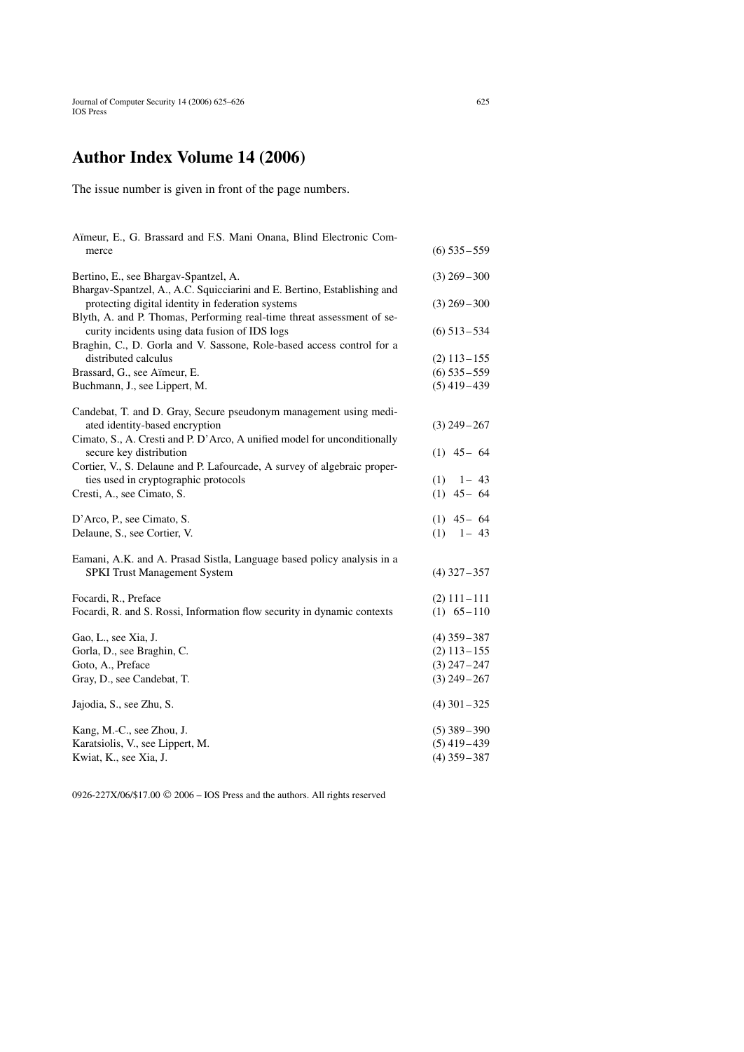# Author Index Volume 14 (2006)

The issue number is given in front of the page numbers.

| | |
|---|---|
| Aïmeur, E., G. Brassard and F.S. Mani Onana, Blind Electronic Commerce | (6) 535–559 |
| Bertino, E., see Bhargav-Spantzel, A. | (3) 269–300 |
| Bhargav-Spantzel, A., A.C. Squicciarini and E. Bertino, Establishing and protecting digital identity in federation systems | (3) 269–300 |
| Blyth, A. and P. Thomas, Performing real-time threat assessment of security incidents using data fusion of IDS logs | (6) 513–534 |
| Braghin, C., D. Gorla and V. Sassone, Role-based access control for a distributed calculus | (2) 113–155 |
| Brassard, G., see Aïmeur, E. | (6) 535–559 |
| Buchmann, J., see Lippert, M. | (5) 419–439 |
| Candebat, T. and D. Gray, Secure pseudonym management using mediated identity-based encryption | (3) 249–267 |
| Cimato, S., A. Cresti and P. D'Arco, A unified model for unconditionally secure key distribution | (1) 45–64 |
| Cortier, V., S. Delaune and P. Lafourcade, A survey of algebraic properties used in cryptographic protocols | (1) 1–43 |
| Cresti, A., see Cimato, S. | (1) 45–64 |
| D'Arco, P., see Cimato, S. | (1) 45–64 |
| Delaune, S., see Cortier, V. | (1) 1–43 |
| Eamani, A.K. and A. Prasad Sistla, Language based policy analysis in a SPKI Trust Management System | (4) 327–357 |
| Focardi, R., Preface | (2) 111–111 |
| Focardi, R. and S. Rossi, Information flow security in dynamic contexts | (1) 65–110 |
| Gao, L., see Xia, J. | (4) 359–387 |
| Gorla, D., see Braghin, C. | (2) 113–155 |
| Goto, A., Preface | (3) 247–247 |
| Gray, D., see Candebat, T. | (3) 249–267 |
| Jajodia, S., see Zhu, S. | (4) 301–325 |
| Kang, M.-C., see Zhou, J. | (5) 389–390 |
| Karatsiolis, V., see Lippert, M. | (5) 419–439 |
| Kwiat, K., see Xia, J. | (4) 359–387 |

0926-227X/06/$17.00 © 2006 – IOS Press and the authors. All rights reserved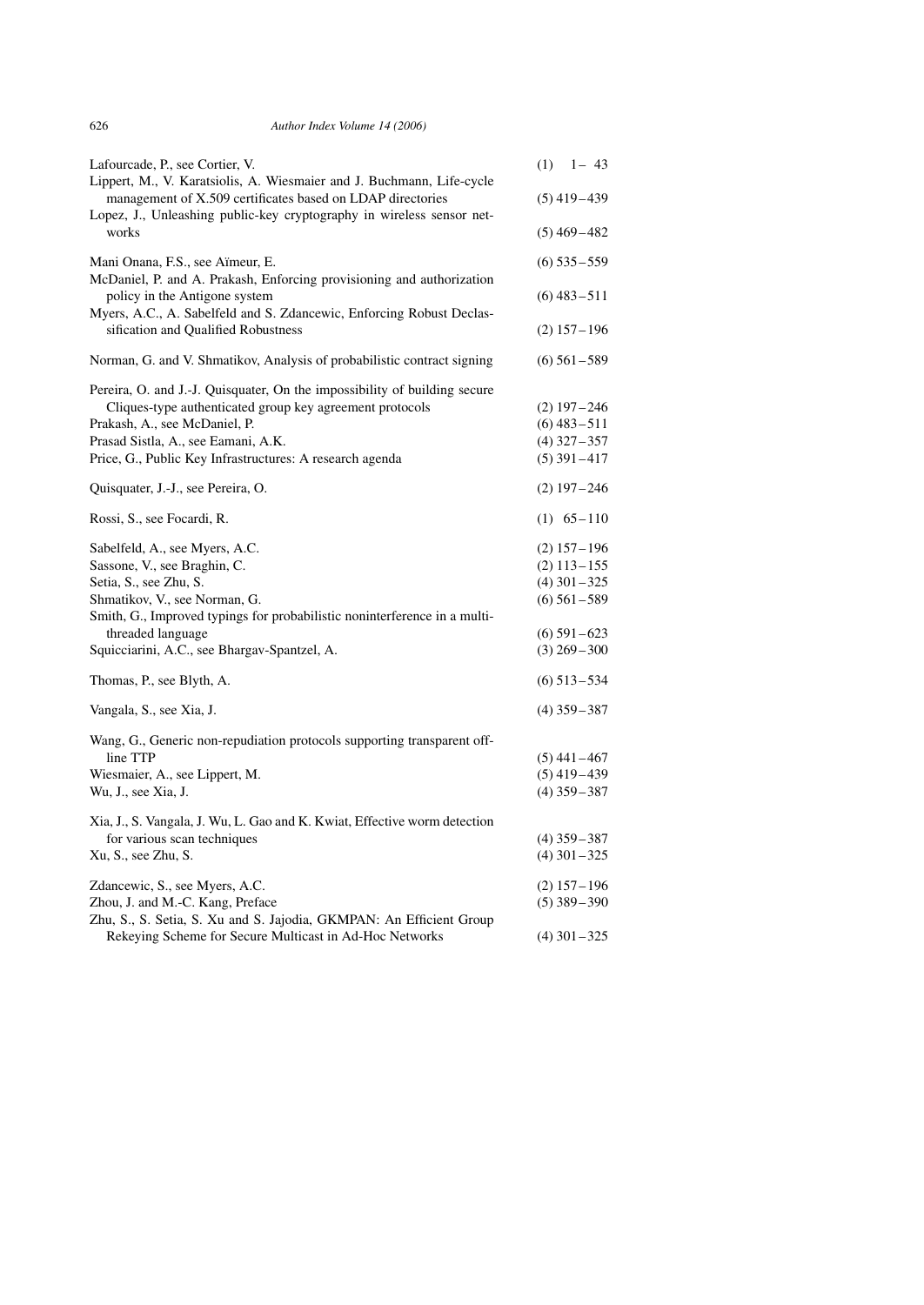Lafourcade, P., see Cortier, V. (1) 1– 43

Lippert, M., V. Karatsiolis, A. Wiesmaier and J. Buchmann, Life-cycle management of X.509 certificates based on LDAP directories (5) 419–439

Lopez, J., Unleashing public-key cryptography in wireless sensor networks (5) 469–482

Mani Onana, F.S., see Aïmeur, E. (6) 535–559

McDaniel, P. and A. Prakash, Enforcing provisioning and authorization policy in the Antigone system (6) 483–511

Myers, A.C., A. Sabelfeld and S. Zdancewic, Enforcing Robust Declassification and Qualified Robustness (2) 157–196

Norman, G. and V. Shmatikov, Analysis of probabilistic contract signing (6) 561–589

Pereira, O. and J.-J. Quisquater, On the impossibility of building secure Cliques-type authenticated group key agreement protocols (2) 197–246

Prakash, A., see McDaniel, P. (6) 483–511

Prasad Sistla, A., see Eamani, A.K. (4) 327–357

Price, G., Public Key Infrastructures: A research agenda (5) 391–417

Quisquater, J.-J., see Pereira, O. (2) 197–246

Rossi, S., see Focardi, R. (1) 65–110

Sabelfeld, A., see Myers, A.C. (2) 157–196

Sassone, V., see Braghin, C. (2) 113–155

Setia, S., see Zhu, S. (4) 301–325

Shmatikov, V., see Norman, G. (6) 561–589

Smith, G., Improved typings for probabilistic noninterference in a multi-threaded language (6) 591–623

Squicciarini, A.C., see Bhargav-Spantzel, A. (3) 269–300

Thomas, P., see Blyth, A. (6) 513–534

Vangala, S., see Xia, J. (4) 359–387

Wang, G., Generic non-repudiation protocols supporting transparent off-line TTP (5) 441–467

Wiesmaier, A., see Lippert, M. (5) 419–439

Wu, J., see Xia, J. (4) 359–387

Xia, J., S. Vangala, J. Wu, L. Gao and K. Kwiat, Effective worm detection for various scan techniques (4) 359–387

Xu, S., see Zhu, S. (4) 301–325

Zdancewic, S., see Myers, A.C. (2) 157–196

Zhou, J. and M.-C. Kang, Preface (5) 389–390

Zhu, S., S. Setia, S. Xu and S. Jajodia, GKMPAN: An Efficient Group Rekeying Scheme for Secure Multicast in Ad-Hoc Networks (4) 301–325